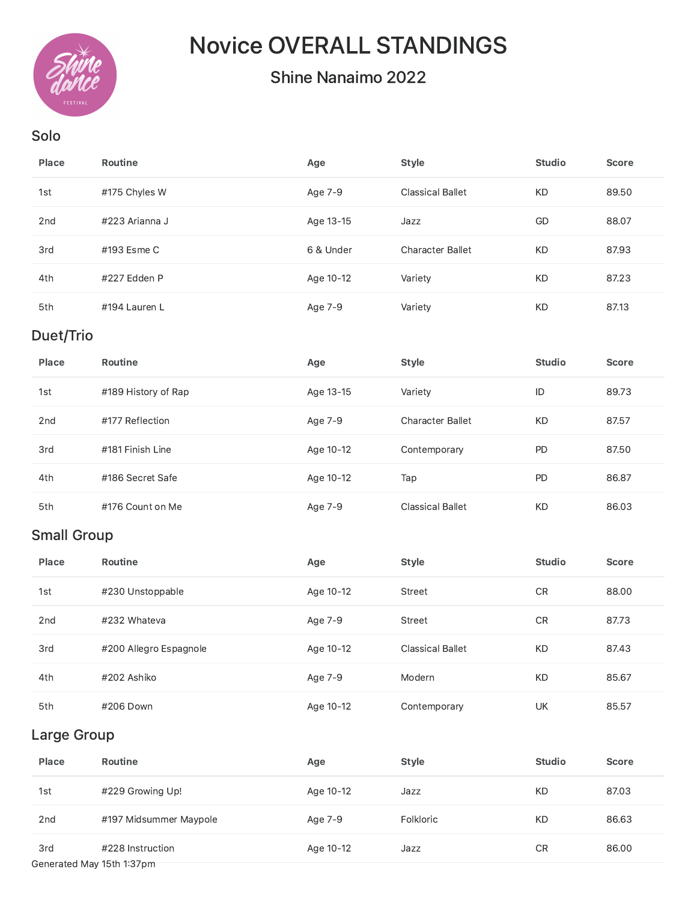# Novice OVERALL STANDINGS

## Shine Nanaimo 2022

### Solo

| Place | Routine | Age | Style | Studio | Score |
|---|---|---|---|---|---|
| 1st | #175 Chyles W | Age 7-9 | Classical Ballet | KD | 89.50 |
| 2nd | #223 Arianna J | Age 13-15 | Jazz | GD | 88.07 |
| 3rd | #193 Esme C | 6 & Under | Character Ballet | KD | 87.93 |
| 4th | #227 Edden P | Age 10-12 | Variety | KD | 87.23 |
| 5th | #194 Lauren L | Age 7-9 | Variety | KD | 87.13 |

### Duet/Trio

| Place | Routine | Age | Style | Studio | Score |
|---|---|---|---|---|---|
| 1st | #189 History of Rap | Age 13-15 | Variety | ID | 89.73 |
| 2nd | #177 Reflection | Age 7-9 | Character Ballet | KD | 87.57 |
| 3rd | #181 Finish Line | Age 10-12 | Contemporary | PD | 87.50 |
| 4th | #186 Secret Safe | Age 10-12 | Tap | PD | 86.87 |
| 5th | #176 Count on Me | Age 7-9 | Classical Ballet | KD | 86.03 |

### Small Group

| Place | Routine | Age | Style | Studio | Score |
|---|---|---|---|---|---|
| 1st | #230 Unstoppable | Age 10-12 | Street | CR | 88.00 |
| 2nd | #232 Whateva | Age 7-9 | Street | CR | 87.73 |
| 3rd | #200 Allegro Espagnole | Age 10-12 | Classical Ballet | KD | 87.43 |
| 4th | #202 Ashiko | Age 7-9 | Modern | KD | 85.67 |
| 5th | #206 Down | Age 10-12 | Contemporary | UK | 85.57 |

### Large Group

| Place | Routine | Age | Style | Studio | Score |
|---|---|---|---|---|---|
| 1st | #229 Growing Up! | Age 10-12 | Jazz | KD | 87.03 |
| 2nd | #197 Midsummer Maypole | Age 7-9 | Folkloric | KD | 86.63 |
| 3rd | #228 Instruction | Age 10-12 | Jazz | CR | 86.00 |

Generated May 15th 1:37pm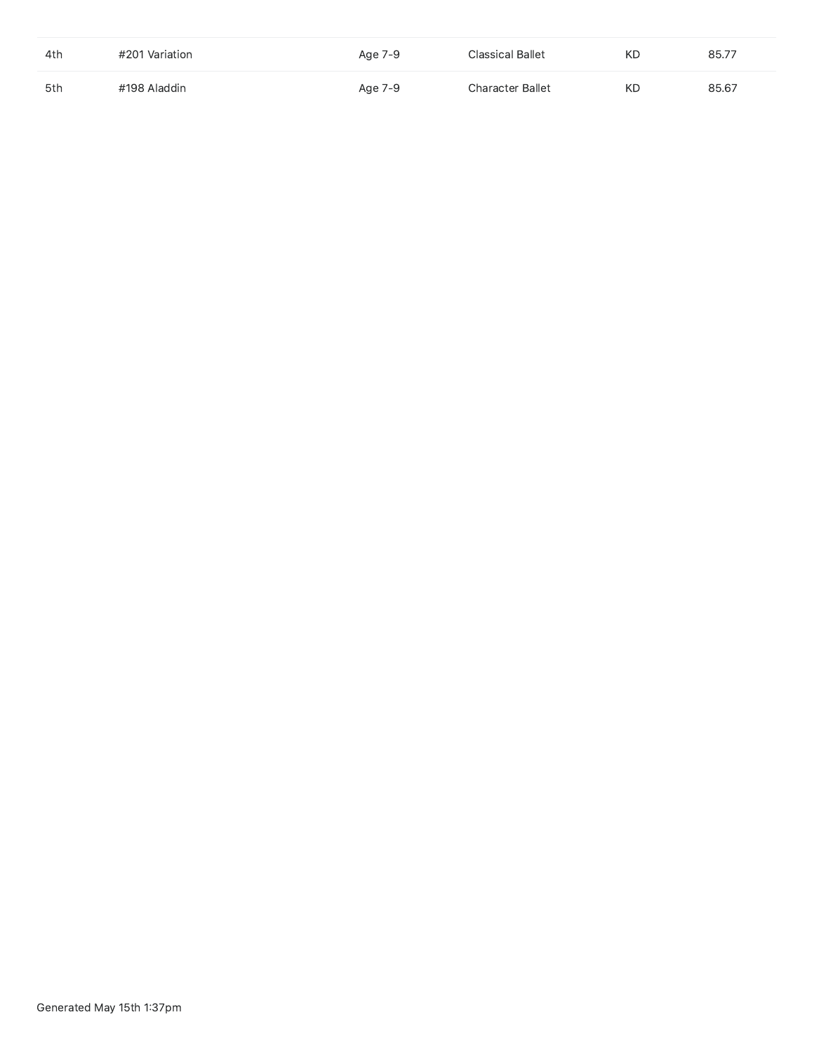| | | | | | |
|---|---|---|---|---|---|
| 4th | #201 Variation | Age 7-9 | Classical Ballet | KD | 85.77 |
| 5th | #198 Aladdin | Age 7-9 | Character Ballet | KD | 85.67 |

Generated May 15th 1:37pm